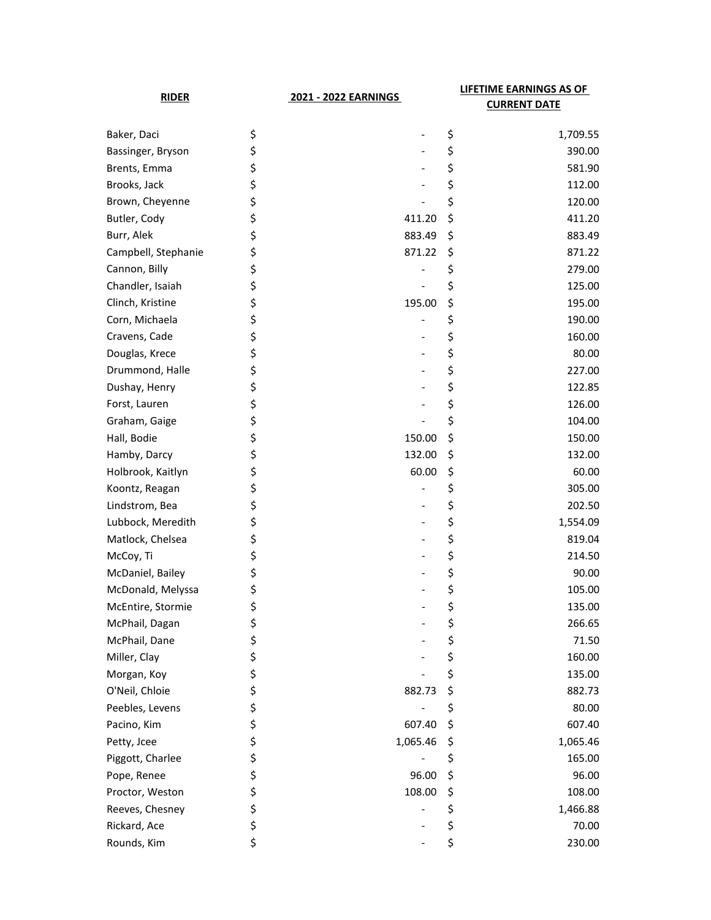| RIDER | 2021 - 2022 EARNINGS | LIFETIME EARNINGS AS OF CURRENT DATE |
|---|---|---|
| Baker, Daci | $ - | $ 1,709.55 |
| Bassinger, Bryson | $ - | $ 390.00 |
| Brents, Emma | $ - | $ 581.90 |
| Brooks, Jack | $ - | $ 112.00 |
| Brown, Cheyenne | $ - | $ 120.00 |
| Butler, Cody | $ 411.20 | $ 411.20 |
| Burr, Alek | $ 883.49 | $ 883.49 |
| Campbell, Stephanie | $ 871.22 | $ 871.22 |
| Cannon, Billy | $ - | $ 279.00 |
| Chandler, Isaiah | $ - | $ 125.00 |
| Clinch, Kristine | $ 195.00 | $ 195.00 |
| Corn, Michaela | $ - | $ 190.00 |
| Cravens, Cade | $ - | $ 160.00 |
| Douglas, Krece | $ - | $ 80.00 |
| Drummond, Halle | $ - | $ 227.00 |
| Dushay, Henry | $ - | $ 122.85 |
| Forst, Lauren | $ - | $ 126.00 |
| Graham, Gaige | $ - | $ 104.00 |
| Hall, Bodie | $ 150.00 | $ 150.00 |
| Hamby, Darcy | $ 132.00 | $ 132.00 |
| Holbrook, Kaitlyn | $ 60.00 | $ 60.00 |
| Koontz, Reagan | $ - | $ 305.00 |
| Lindstrom, Bea | $ - | $ 202.50 |
| Lubbock, Meredith | $ - | $ 1,554.09 |
| Matlock, Chelsea | $ - | $ 819.04 |
| McCoy, Ti | $ - | $ 214.50 |
| McDaniel, Bailey | $ - | $ 90.00 |
| McDonald, Melyssa | $ - | $ 105.00 |
| McEntire, Stormie | $ - | $ 135.00 |
| McPhail, Dagan | $ - | $ 266.65 |
| McPhail, Dane | $ - | $ 71.50 |
| Miller, Clay | $ - | $ 160.00 |
| Morgan, Koy | $ - | $ 135.00 |
| O'Neil, Chloie | $ 882.73 | $ 882.73 |
| Peebles, Levens | $ - | $ 80.00 |
| Pacino, Kim | $ 607.40 | $ 607.40 |
| Petty, Jcee | $ 1,065.46 | $ 1,065.46 |
| Piggott, Charlee | $ - | $ 165.00 |
| Pope, Renee | $ 96.00 | $ 96.00 |
| Proctor, Weston | $ 108.00 | $ 108.00 |
| Reeves, Chesney | $ - | $ 1,466.88 |
| Rickard, Ace | $ - | $ 70.00 |
| Rounds, Kim | $ - | $ 230.00 |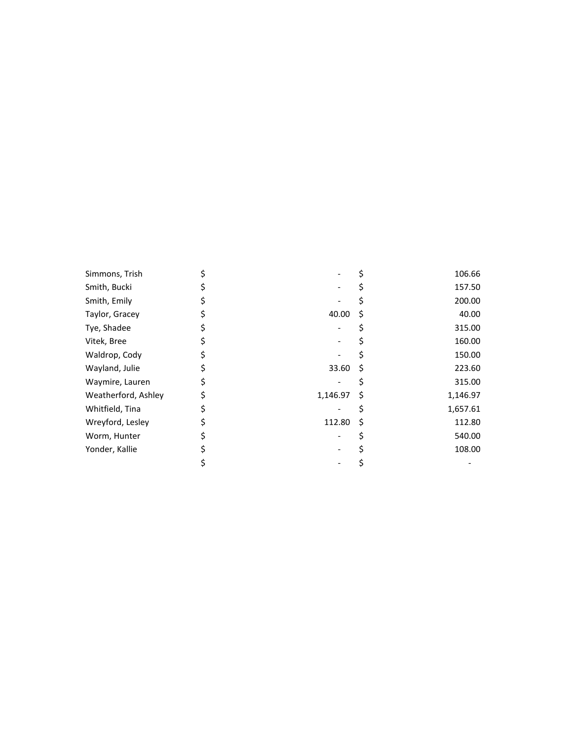| | | |
|---|---|---|
| Simmons, Trish | $ - | $ 106.66 |
| Smith, Bucki | $ - | $ 157.50 |
| Smith, Emily | $ - | $ 200.00 |
| Taylor, Gracey | $ 40.00 | $ 40.00 |
| Tye, Shadee | $ - | $ 315.00 |
| Vitek, Bree | $ - | $ 160.00 |
| Waldrop, Cody | $ - | $ 150.00 |
| Wayland, Julie | $ 33.60 | $ 223.60 |
| Waymire, Lauren | $ - | $ 315.00 |
| Weatherford, Ashley | $ 1,146.97 | $ 1,146.97 |
| Whitfield, Tina | $ - | $ 1,657.61 |
| Wreyford, Lesley | $ 112.80 | $ 112.80 |
| Worm, Hunter | $ - | $ 540.00 |
| Yonder, Kallie | $ - | $ 108.00 |
| | $ - | $ - |